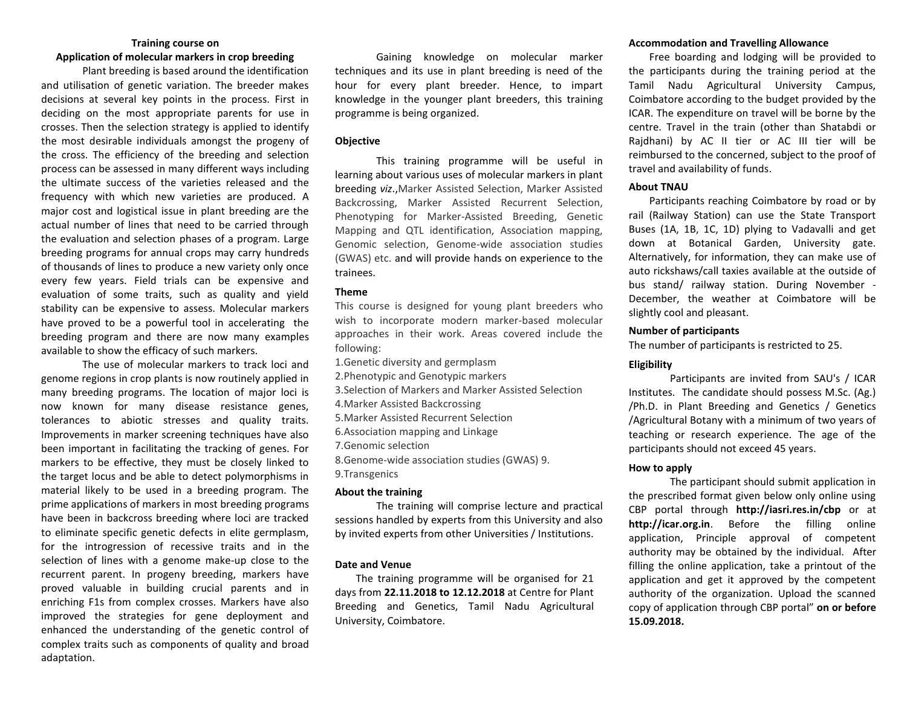## Training course on Application of molecular markers in crop breeding

Plant breeding is based around the identification and utilisation of genetic variation. The breeder makes decisions at several key points in the process. First in deciding on the most appropriate parents for use in crosses. Then the selection strategy is applied to identify the most desirable individuals amongst the progeny of the cross. The efficiency of the breeding and selection process can be assessed in many different ways including the ultimate success of the varieties released and the frequency with which new varieties are produced. A major cost and logistical issue in plant breeding are the actual number of lines that need to be carried through the evaluation and selection phases of a program. Large breeding programs for annual crops may carry hundreds of thousands of lines to produce a new variety only once every few years. Field trials can be expensive and evaluation of some traits, such as quality and yield stability can be expensive to assess. Molecular markers have proved to be a powerful tool in accelerating the breeding program and there are now many examples available to show the efficacy of such markers.

The use of molecular markers to track loci and genome regions in crop plants is now routinely applied in many breeding programs. The location of major loci is now known for many disease resistance genes, tolerances to abiotic stresses and quality traits. Improvements in marker screening techniques have also been important in facilitating the tracking of genes. For markers to be effective, they must be closely linked to the target locus and be able to detect polymorphisms in material likely to be used in a breeding program. The prime applications of markers in most breeding programs have been in backcross breeding where loci are tracked to eliminate specific genetic defects in elite germplasm, for the introgression of recessive traits and in the selection of lines with a genome make-up close to the recurrent parent. In progeny breeding, markers have proved valuable in building crucial parents and in enriching F1s from complex crosses. Markers have also improved the strategies for gene deployment and enhanced the understanding of the genetic control of complex traits such as components of quality and broad adaptation.

Gaining knowledge on molecular marker techniques and its use in plant breeding is need of the hour for every plant breeder. Hence, to impart knowledge in the younger plant breeders, this training programme is being organized.

### Objective

This training programme will be useful in learning about various uses of molecular markers in plant breeding *viz*.,Marker Assisted Selection, Marker Assisted Backcrossing, Marker Assisted Recurrent Selection, Phenotyping for Marker-Assisted Breeding, Genetic Mapping and QTL identification, Association mapping, Genomic selection, Genome-wide association studies (GWAS) etc. and will provide hands on experience to the trainees.

### Theme

This course is designed for young plant breeders who wish to incorporate modern marker-based molecular approaches in their work. Areas covered include the following:

1.Genetic diversity and germplasm
2.Phenotypic and Genotypic markers
3.Selection of Markers and Marker Assisted Selection
4.Marker Assisted Backcrossing
5.Marker Assisted Recurrent Selection
6.Association mapping and Linkage
7.Genomic selection
8.Genome-wide association studies (GWAS) 9.
9.Transgenics

### About the training

The training will comprise lecture and practical sessions handled by experts from this University and also by invited experts from other Universities / Institutions.

### Date and Venue

The training programme will be organised for 21 days from **22.11.2018 to 12.12.2018** at Centre for Plant Breeding and Genetics, Tamil Nadu Agricultural University, Coimbatore.

### Accommodation and Travelling Allowance

Free boarding and lodging will be provided to the participants during the training period at the Tamil Nadu Agricultural University Campus, Coimbatore according to the budget provided by the ICAR. The expenditure on travel will be borne by the centre. Travel in the train (other than Shatabdi or Rajdhani) by AC II tier or AC III tier will be reimbursed to the concerned, subject to the proof of travel and availability of funds.

### About TNAU

Participants reaching Coimbatore by road or by rail (Railway Station) can use the State Transport Buses (1A, 1B, 1C, 1D) plying to Vadavalli and get down at Botanical Garden, University gate. Alternatively, for information, they can make use of auto rickshaws/call taxies available at the outside of bus stand/ railway station. During November - December, the weather at Coimbatore will be slightly cool and pleasant.

### Number of participants

The number of participants is restricted to 25.

### Eligibility

Participants are invited from SAU's / ICAR Institutes. The candidate should possess M.Sc. (Ag.) /Ph.D. in Plant Breeding and Genetics / Genetics /Agricultural Botany with a minimum of two years of teaching or research experience. The age of the participants should not exceed 45 years.

### How to apply

The participant should submit application in the prescribed format given below only online using CBP portal through **http://iasri.res.in/cbp** or at **http://icar.org.in**. Before the filling online application, Principle approval of competent authority may be obtained by the individual. After filling the online application, take a printout of the application and get it approved by the competent authority of the organization. Upload the scanned copy of application through CBP portal" **on or before 15.09.2018.**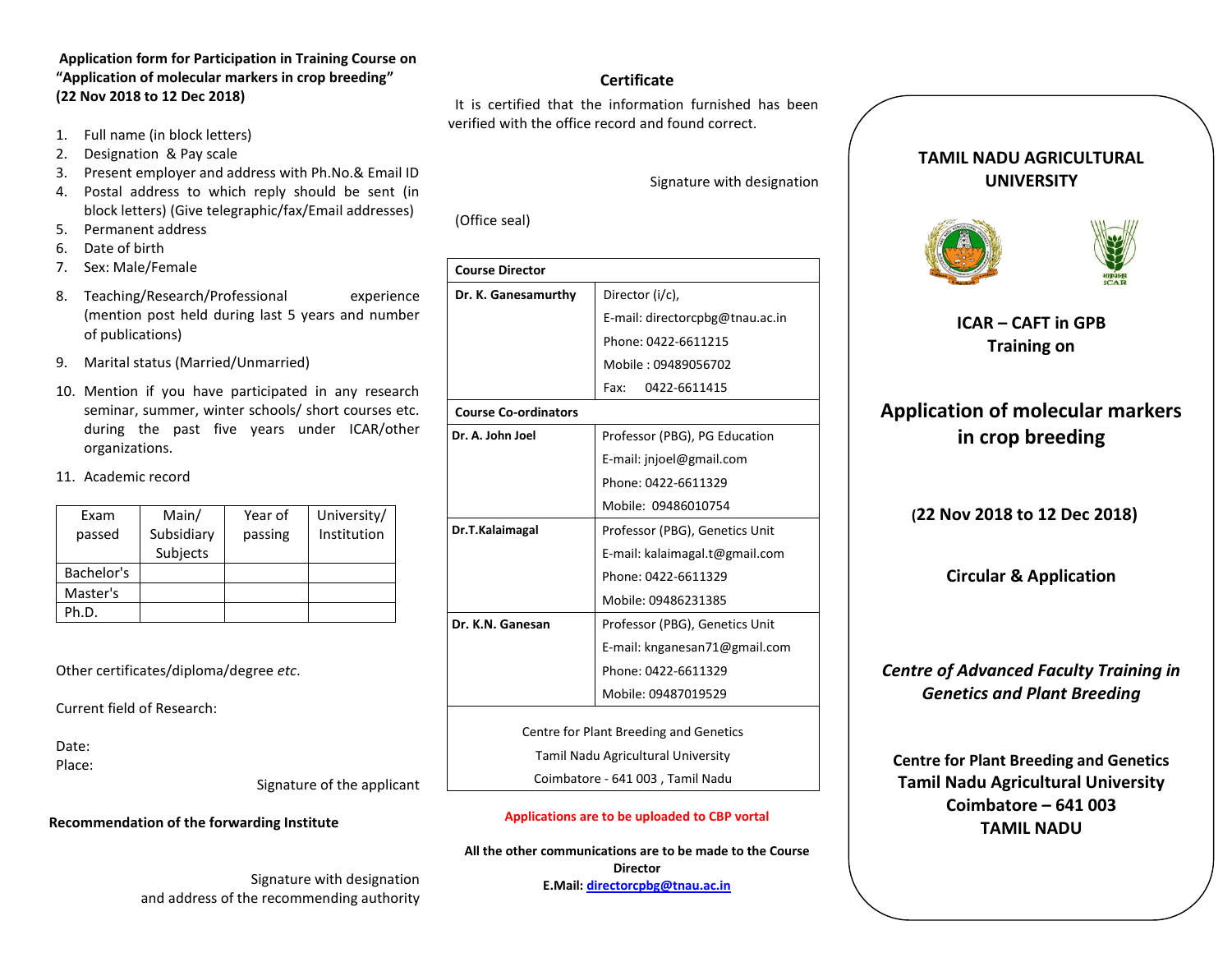**Application form for Participation in Training Course on "Application of molecular markers in crop breeding" (22 Nov 2018 to 12 Dec 2018)**

1. Full name (in block letters)
2. Designation & Pay scale
3. Present employer and address with Ph.No.& Email ID
4. Postal address to which reply should be sent (in block letters) (Give telegraphic/fax/Email addresses)
5. Permanent address
6. Date of birth
7. Sex: Male/Female
8. Teaching/Research/Professional experience (mention post held during last 5 years and number of publications)
9. Marital status (Married/Unmarried)
10. Mention if you have participated in any research seminar, summer, winter schools/ short courses etc. during the past five years under ICAR/other organizations.
11. Academic record

| Exam passed | Main/ Subsidiary Subjects | Year of passing | University/ Institution |
|---|---|---|---|
| Bachelor's | | | |
| Master's | | | |
| Ph.D. | | | |

Other certificates/diploma/degree *etc*.

Current field of Research:

Date:
Place:

Signature of the applicant

**Recommendation of the forwarding Institute**

Signature with designation
and address of the recommending authority

**Certificate**

It is certified that the information furnished has been verified with the office record and found correct.

Signature with designation

(Office seal)

| **Course Director** | |
|---|---|
| **Dr. K. Ganesamurthy** | Director (i/c),<br>E-mail: directorcpbg@tnau.ac.in<br>Phone: 0422-6611215<br>Mobile : 09489056702<br>Fax: 0422-6611415 |
| **Course Co-ordinators** | |
| **Dr. A. John Joel** | Professor (PBG), PG Education<br>E-mail: jnjoel@gmail.com<br>Phone: 0422-6611329<br>Mobile: 09486010754 |
| **Dr.T.Kalaimagal** | Professor (PBG), Genetics Unit<br>E-mail: kalaimagal.t@gmail.com<br>Phone: 0422-6611329<br>Mobile: 09486231385 |
| **Dr. K.N. Ganesan** | Professor (PBG), Genetics Unit<br>E-mail: knganesan71@gmail.com<br>Phone: 0422-6611329<br>Mobile: 09487019529 |
| Centre for Plant Breeding and Genetics<br>Tamil Nadu Agricultural University<br>Coimbatore - 641 003 , Tamil Nadu | |

**Applications are to be uploaded to CBP vortal**

**All the other communications are to be made to the Course Director**
**E.Mail: directorcpbg@tnau.ac.in**

## TAMIL NADU AGRICULTURAL UNIVERSITY

**ICAR – CAFT in GPB**
**Training on**

# Application of molecular markers in crop breeding

**(22 Nov 2018 to 12 Dec 2018)**

**Circular & Application**

***Centre of Advanced Faculty Training in Genetics and Plant Breeding***

**Centre for Plant Breeding and Genetics**
**Tamil Nadu Agricultural University**
**Coimbatore – 641 003**
**TAMIL NADU**